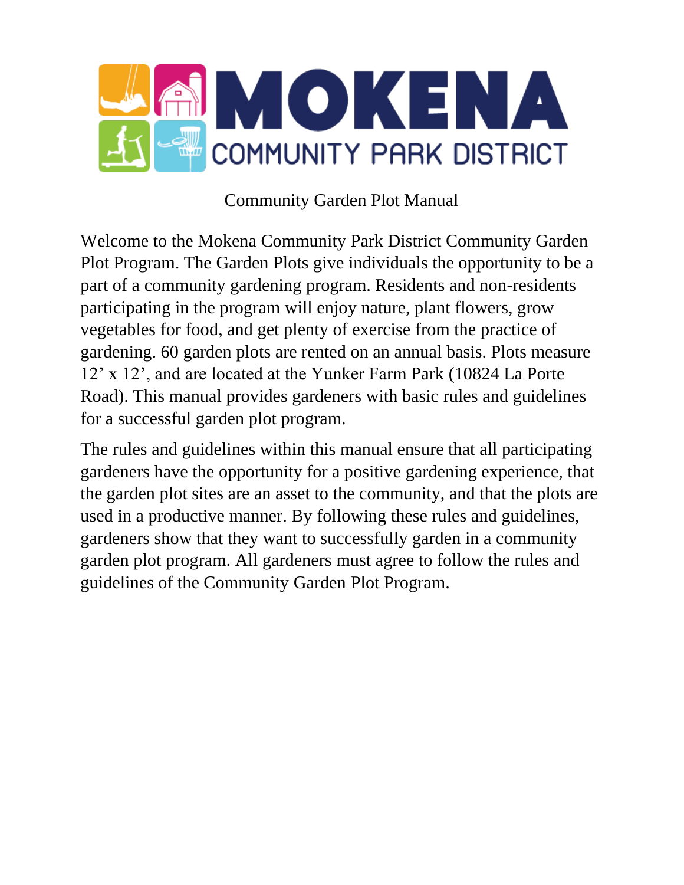# MOKENA COMMUNITY PARK DISTRICT

## Community Garden Plot Manual

Welcome to the Mokena Community Park District Community Garden Plot Program. The Garden Plots give individuals the opportunity to be a part of a community gardening program. Residents and non-residents participating in the program will enjoy nature, plant flowers, grow vegetables for food, and get plenty of exercise from the practice of gardening. 60 garden plots are rented on an annual basis. Plots measure 12' x 12', and are located at the Yunker Farm Park (10824 La Porte Road). This manual provides gardeners with basic rules and guidelines for a successful garden plot program.

The rules and guidelines within this manual ensure that all participating gardeners have the opportunity for a positive gardening experience, that the garden plot sites are an asset to the community, and that the plots are used in a productive manner. By following these rules and guidelines, gardeners show that they want to successfully garden in a community garden plot program. All gardeners must agree to follow the rules and guidelines of the Community Garden Plot Program.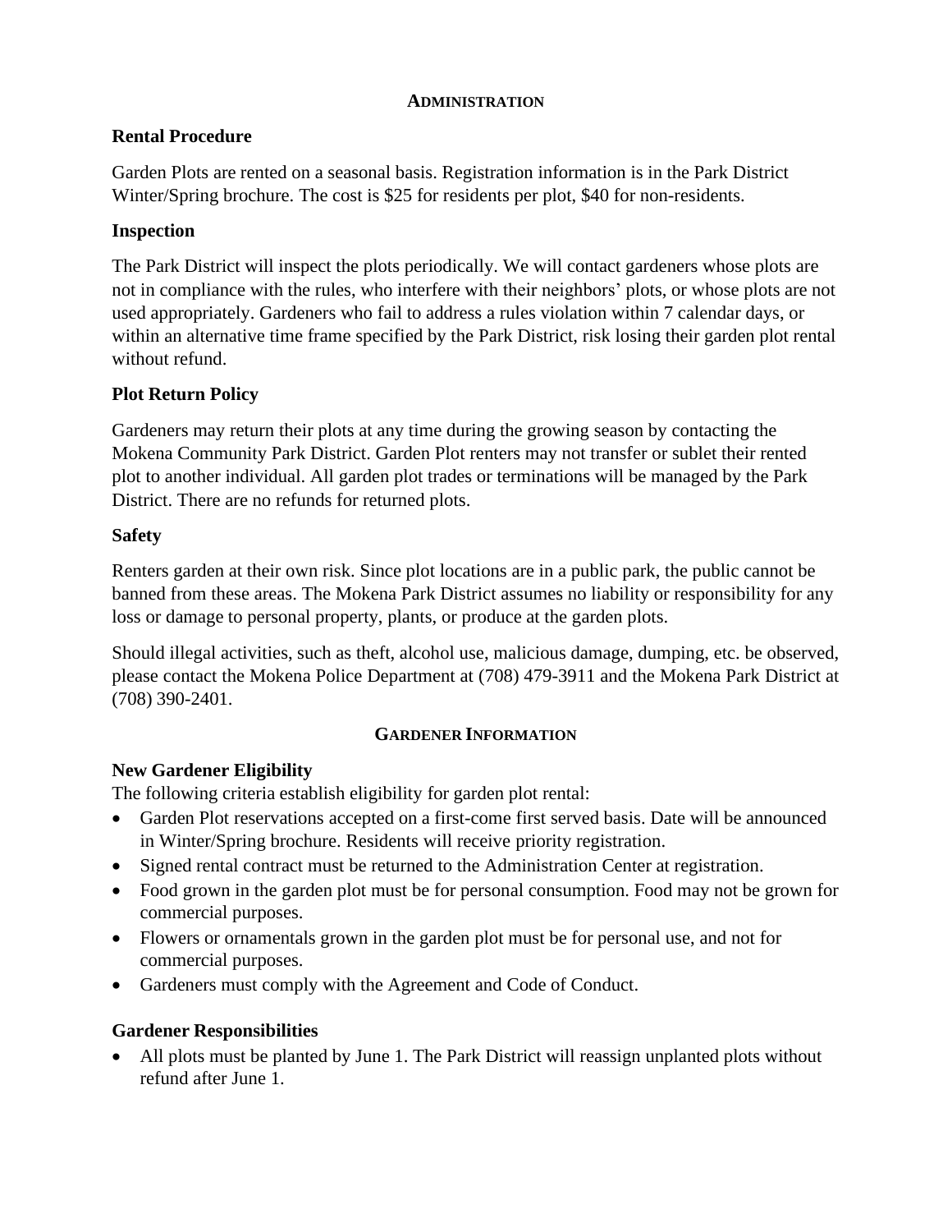## ADMINISTRATION

### Rental Procedure

Garden Plots are rented on a seasonal basis. Registration information is in the Park District Winter/Spring brochure. The cost is $25 for residents per plot, $40 for non-residents.

### Inspection

The Park District will inspect the plots periodically. We will contact gardeners whose plots are not in compliance with the rules, who interfere with their neighbors' plots, or whose plots are not used appropriately. Gardeners who fail to address a rules violation within 7 calendar days, or within an alternative time frame specified by the Park District, risk losing their garden plot rental without refund.

### Plot Return Policy

Gardeners may return their plots at any time during the growing season by contacting the Mokena Community Park District. Garden Plot renters may not transfer or sublet their rented plot to another individual. All garden plot trades or terminations will be managed by the Park District. There are no refunds for returned plots.

### Safety

Renters garden at their own risk. Since plot locations are in a public park, the public cannot be banned from these areas. The Mokena Park District assumes no liability or responsibility for any loss or damage to personal property, plants, or produce at the garden plots.

Should illegal activities, such as theft, alcohol use, malicious damage, dumping, etc. be observed, please contact the Mokena Police Department at (708) 479-3911 and the Mokena Park District at (708) 390-2401.

## GARDENER INFORMATION

### New Gardener Eligibility

The following criteria establish eligibility for garden plot rental:

- Garden Plot reservations accepted on a first-come first served basis. Date will be announced in Winter/Spring brochure. Residents will receive priority registration.
- Signed rental contract must be returned to the Administration Center at registration.
- Food grown in the garden plot must be for personal consumption. Food may not be grown for commercial purposes.
- Flowers or ornamentals grown in the garden plot must be for personal use, and not for commercial purposes.
- Gardeners must comply with the Agreement and Code of Conduct.

### Gardener Responsibilities

- All plots must be planted by June 1. The Park District will reassign unplanted plots without refund after June 1.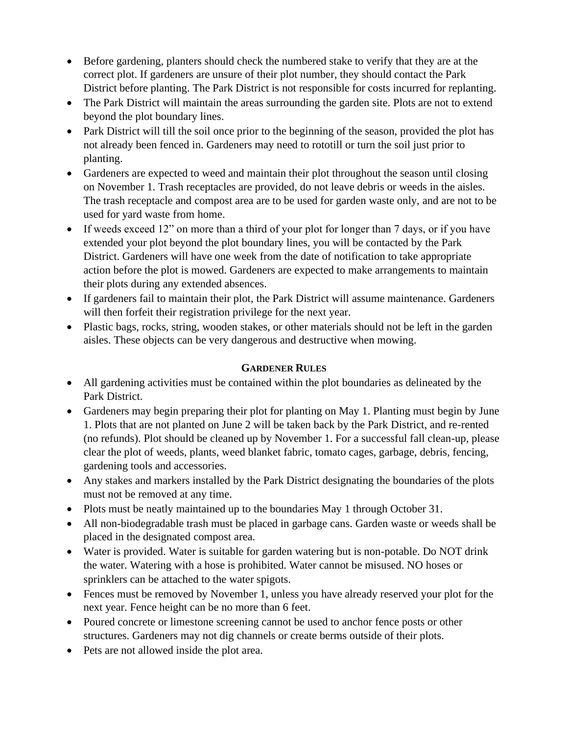- Before gardening, planters should check the numbered stake to verify that they are at the correct plot. If gardeners are unsure of their plot number, they should contact the Park District before planting. The Park District is not responsible for costs incurred for replanting.
- The Park District will maintain the areas surrounding the garden site. Plots are not to extend beyond the plot boundary lines.
- Park District will till the soil once prior to the beginning of the season, provided the plot has not already been fenced in. Gardeners may need to rototill or turn the soil just prior to planting.
- Gardeners are expected to weed and maintain their plot throughout the season until closing on November 1. Trash receptacles are provided, do not leave debris or weeds in the aisles. The trash receptacle and compost area are to be used for garden waste only, and are not to be used for yard waste from home.
- If weeds exceed 12" on more than a third of your plot for longer than 7 days, or if you have extended your plot beyond the plot boundary lines, you will be contacted by the Park District. Gardeners will have one week from the date of notification to take appropriate action before the plot is mowed. Gardeners are expected to make arrangements to maintain their plots during any extended absences.
- If gardeners fail to maintain their plot, the Park District will assume maintenance. Gardeners will then forfeit their registration privilege for the next year.
- Plastic bags, rocks, string, wooden stakes, or other materials should not be left in the garden aisles. These objects can be very dangerous and destructive when mowing.

## GARDENER RULES

- All gardening activities must be contained within the plot boundaries as delineated by the Park District.
- Gardeners may begin preparing their plot for planting on May 1. Planting must begin by June 1. Plots that are not planted on June 2 will be taken back by the Park District, and re-rented (no refunds). Plot should be cleaned up by November 1. For a successful fall clean-up, please clear the plot of weeds, plants, weed blanket fabric, tomato cages, garbage, debris, fencing, gardening tools and accessories.
- Any stakes and markers installed by the Park District designating the boundaries of the plots must not be removed at any time.
- Plots must be neatly maintained up to the boundaries May 1 through October 31.
- All non-biodegradable trash must be placed in garbage cans. Garden waste or weeds shall be placed in the designated compost area.
- Water is provided. Water is suitable for garden watering but is non-potable. Do NOT drink the water. Watering with a hose is prohibited. Water cannot be misused. NO hoses or sprinklers can be attached to the water spigots.
- Fences must be removed by November 1, unless you have already reserved your plot for the next year. Fence height can be no more than 6 feet.
- Poured concrete or limestone screening cannot be used to anchor fence posts or other structures. Gardeners may not dig channels or create berms outside of their plots.
- Pets are not allowed inside the plot area.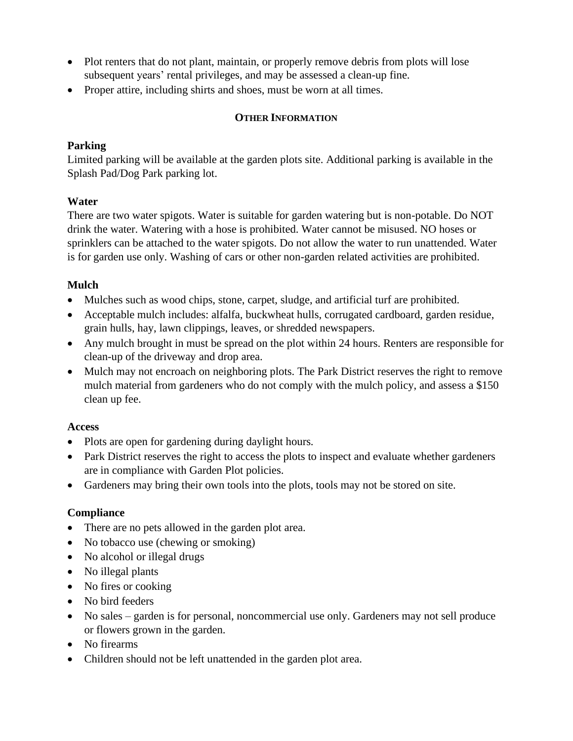- Plot renters that do not plant, maintain, or properly remove debris from plots will lose subsequent years' rental privileges, and may be assessed a clean-up fine.
- Proper attire, including shirts and shoes, must be worn at all times.

## Other Information

**Parking**

Limited parking will be available at the garden plots site. Additional parking is available in the Splash Pad/Dog Park parking lot.

**Water**

There are two water spigots. Water is suitable for garden watering but is non-potable. Do NOT drink the water. Watering with a hose is prohibited. Water cannot be misused. NO hoses or sprinklers can be attached to the water spigots. Do not allow the water to run unattended. Water is for garden use only. Washing of cars or other non-garden related activities are prohibited.

**Mulch**

- Mulches such as wood chips, stone, carpet, sludge, and artificial turf are prohibited.
- Acceptable mulch includes: alfalfa, buckwheat hulls, corrugated cardboard, garden residue, grain hulls, hay, lawn clippings, leaves, or shredded newspapers.
- Any mulch brought in must be spread on the plot within 24 hours. Renters are responsible for clean-up of the driveway and drop area.
- Mulch may not encroach on neighboring plots. The Park District reserves the right to remove mulch material from gardeners who do not comply with the mulch policy, and assess a $150 clean up fee.

**Access**

- Plots are open for gardening during daylight hours.
- Park District reserves the right to access the plots to inspect and evaluate whether gardeners are in compliance with Garden Plot policies.
- Gardeners may bring their own tools into the plots, tools may not be stored on site.

**Compliance**

- There are no pets allowed in the garden plot area.
- No tobacco use (chewing or smoking)
- No alcohol or illegal drugs
- No illegal plants
- No fires or cooking
- No bird feeders
- No sales – garden is for personal, noncommercial use only. Gardeners may not sell produce or flowers grown in the garden.
- No firearms
- Children should not be left unattended in the garden plot area.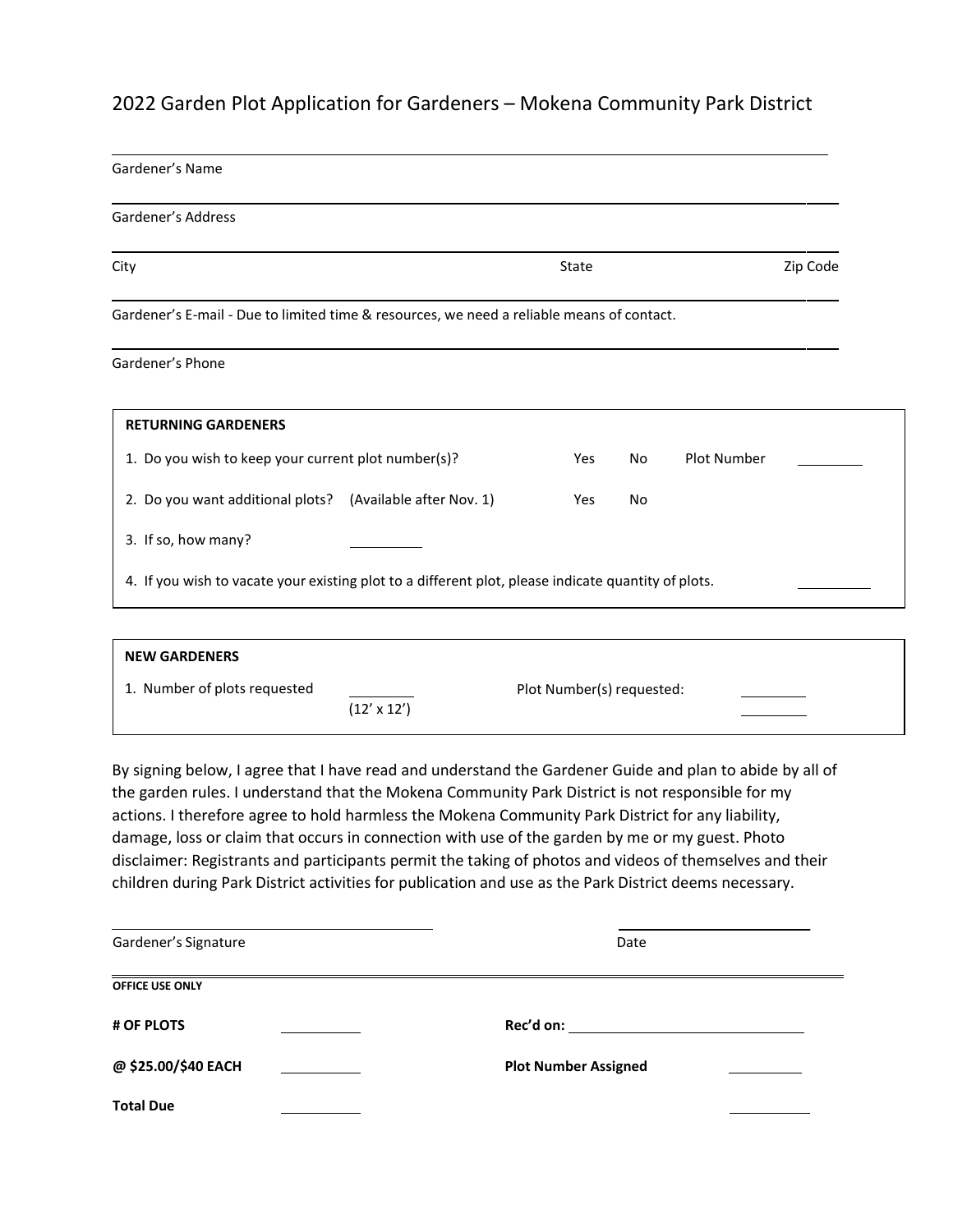# 2022 Garden Plot Application for Gardeners – Mokena Community Park District

Gardener's Name

Gardener's Address

City | State | Zip Code

Gardener's E-mail - Due to limited time & resources, we need a reliable means of contact.

Gardener's Phone

**RETURNING GARDENERS**

1. Do you wish to keep your current plot number(s)? Yes No Plot Number ________
2. Do you want additional plots? (Available after Nov. 1) Yes No
3. If so, how many? ________
4. If you wish to vacate your existing plot to a different plot, please indicate quantity of plots. ________

**NEW GARDENERS**

1. Number of plots requested ________ (12' x 12') Plot Number(s) requested: ________ ________

By signing below, I agree that I have read and understand the Gardener Guide and plan to abide by all of the garden rules. I understand that the Mokena Community Park District is not responsible for my actions. I therefore agree to hold harmless the Mokena Community Park District for any liability, damage, loss or claim that occurs in connection with use of the garden by me or my guest. Photo disclaimer: Registrants and participants permit the taking of photos and videos of themselves and their children during Park District activities for publication and use as the Park District deems necessary.

Gardener's Signature | Date

**OFFICE USE ONLY**

**# OF PLOTS** ________ **Rec'd on:** ________

**@ $25.00/$40 EACH** ________ **Plot Number Assigned** ________

**Total Due** ________ ________